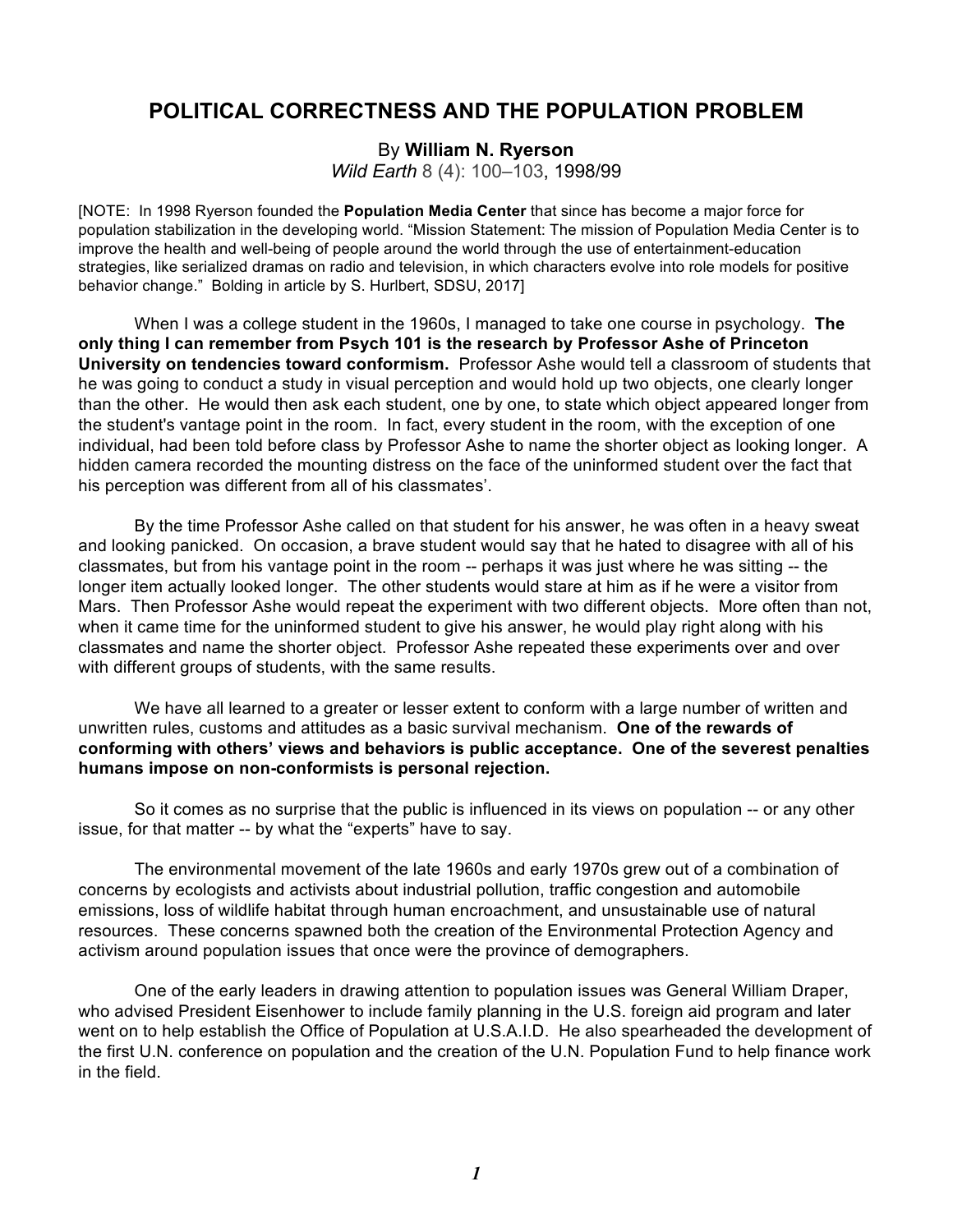# POLITICAL CORRECTNESS AND THE POPULATION PROBLEM

By **William N. Ryerson**

*Wild Earth* 8 (4): 100–103, 1998/99

[NOTE: In 1998 Ryerson founded the **Population Media Center** that since has become a major force for population stabilization in the developing world. "Mission Statement: The mission of Population Media Center is to improve the health and well-being of people around the world through the use of entertainment-education strategies, like serialized dramas on radio and television, in which characters evolve into role models for positive behavior change." Bolding in article by S. Hurlbert, SDSU, 2017]

When I was a college student in the 1960s, I managed to take one course in psychology. **The only thing I can remember from Psych 101 is the research by Professor Ashe of Princeton University on tendencies toward conformism.** Professor Ashe would tell a classroom of students that he was going to conduct a study in visual perception and would hold up two objects, one clearly longer than the other. He would then ask each student, one by one, to state which object appeared longer from the student's vantage point in the room. In fact, every student in the room, with the exception of one individual, had been told before class by Professor Ashe to name the shorter object as looking longer. A hidden camera recorded the mounting distress on the face of the uninformed student over the fact that his perception was different from all of his classmates'.

By the time Professor Ashe called on that student for his answer, he was often in a heavy sweat and looking panicked. On occasion, a brave student would say that he hated to disagree with all of his classmates, but from his vantage point in the room -- perhaps it was just where he was sitting -- the longer item actually looked longer. The other students would stare at him as if he were a visitor from Mars. Then Professor Ashe would repeat the experiment with two different objects. More often than not, when it came time for the uninformed student to give his answer, he would play right along with his classmates and name the shorter object. Professor Ashe repeated these experiments over and over with different groups of students, with the same results.

We have all learned to a greater or lesser extent to conform with a large number of written and unwritten rules, customs and attitudes as a basic survival mechanism. **One of the rewards of conforming with others' views and behaviors is public acceptance. One of the severest penalties humans impose on non-conformists is personal rejection.**

So it comes as no surprise that the public is influenced in its views on population -- or any other issue, for that matter -- by what the "experts" have to say.

The environmental movement of the late 1960s and early 1970s grew out of a combination of concerns by ecologists and activists about industrial pollution, traffic congestion and automobile emissions, loss of wildlife habitat through human encroachment, and unsustainable use of natural resources. These concerns spawned both the creation of the Environmental Protection Agency and activism around population issues that once were the province of demographers.

One of the early leaders in drawing attention to population issues was General William Draper, who advised President Eisenhower to include family planning in the U.S. foreign aid program and later went on to help establish the Office of Population at U.S.A.I.D. He also spearheaded the development of the first U.N. conference on population and the creation of the U.N. Population Fund to help finance work in the field.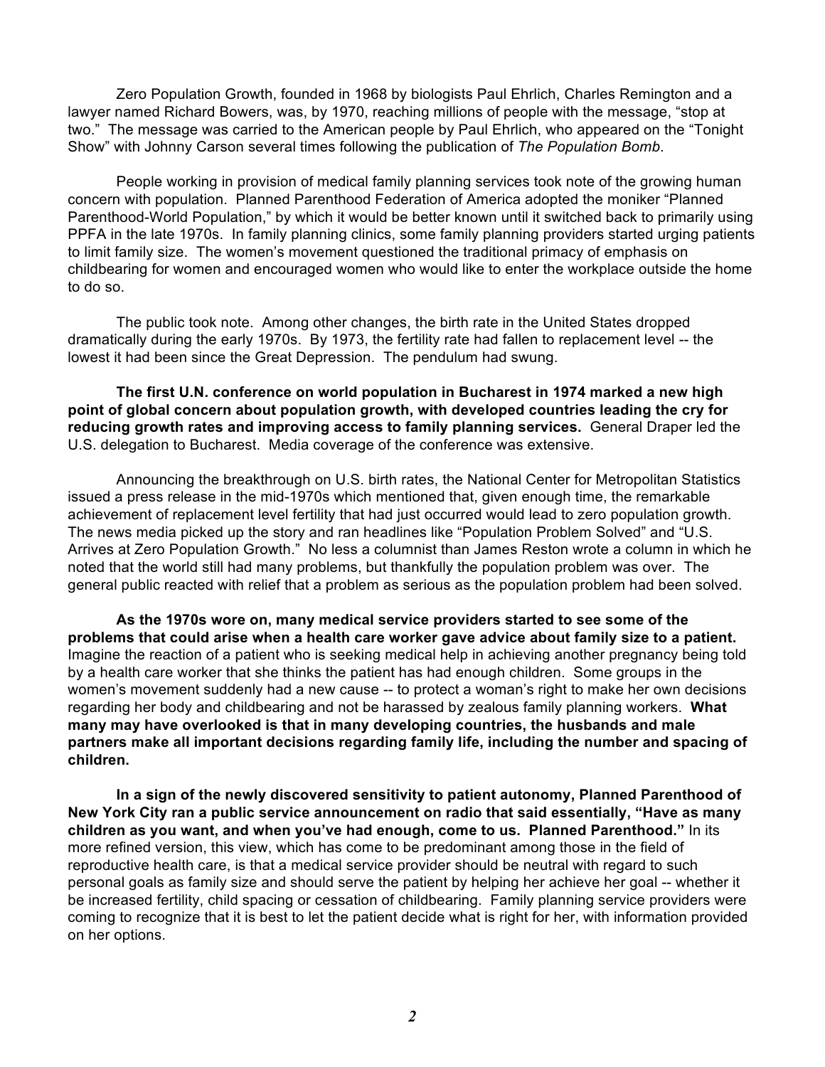Zero Population Growth, founded in 1968 by biologists Paul Ehrlich, Charles Remington and a lawyer named Richard Bowers, was, by 1970, reaching millions of people with the message, "stop at two." The message was carried to the American people by Paul Ehrlich, who appeared on the "Tonight Show" with Johnny Carson several times following the publication of *The Population Bomb*.

People working in provision of medical family planning services took note of the growing human concern with population. Planned Parenthood Federation of America adopted the moniker "Planned Parenthood-World Population," by which it would be better known until it switched back to primarily using PPFA in the late 1970s. In family planning clinics, some family planning providers started urging patients to limit family size. The women's movement questioned the traditional primacy of emphasis on childbearing for women and encouraged women who would like to enter the workplace outside the home to do so.

The public took note. Among other changes, the birth rate in the United States dropped dramatically during the early 1970s. By 1973, the fertility rate had fallen to replacement level -- the lowest it had been since the Great Depression. The pendulum had swung.

**The first U.N. conference on world population in Bucharest in 1974 marked a new high point of global concern about population growth, with developed countries leading the cry for reducing growth rates and improving access to family planning services.** General Draper led the U.S. delegation to Bucharest. Media coverage of the conference was extensive.

Announcing the breakthrough on U.S. birth rates, the National Center for Metropolitan Statistics issued a press release in the mid-1970s which mentioned that, given enough time, the remarkable achievement of replacement level fertility that had just occurred would lead to zero population growth. The news media picked up the story and ran headlines like "Population Problem Solved" and "U.S. Arrives at Zero Population Growth." No less a columnist than James Reston wrote a column in which he noted that the world still had many problems, but thankfully the population problem was over. The general public reacted with relief that a problem as serious as the population problem had been solved.

**As the 1970s wore on, many medical service providers started to see some of the problems that could arise when a health care worker gave advice about family size to a patient.** Imagine the reaction of a patient who is seeking medical help in achieving another pregnancy being told by a health care worker that she thinks the patient has had enough children. Some groups in the women's movement suddenly had a new cause -- to protect a woman's right to make her own decisions regarding her body and childbearing and not be harassed by zealous family planning workers. **What many may have overlooked is that in many developing countries, the husbands and male partners make all important decisions regarding family life, including the number and spacing of children.**

**In a sign of the newly discovered sensitivity to patient autonomy, Planned Parenthood of New York City ran a public service announcement on radio that said essentially, "Have as many children as you want, and when you've had enough, come to us. Planned Parenthood."** In its more refined version, this view, which has come to be predominant among those in the field of reproductive health care, is that a medical service provider should be neutral with regard to such personal goals as family size and should serve the patient by helping her achieve her goal -- whether it be increased fertility, child spacing or cessation of childbearing. Family planning service providers were coming to recognize that it is best to let the patient decide what is right for her, with information provided on her options.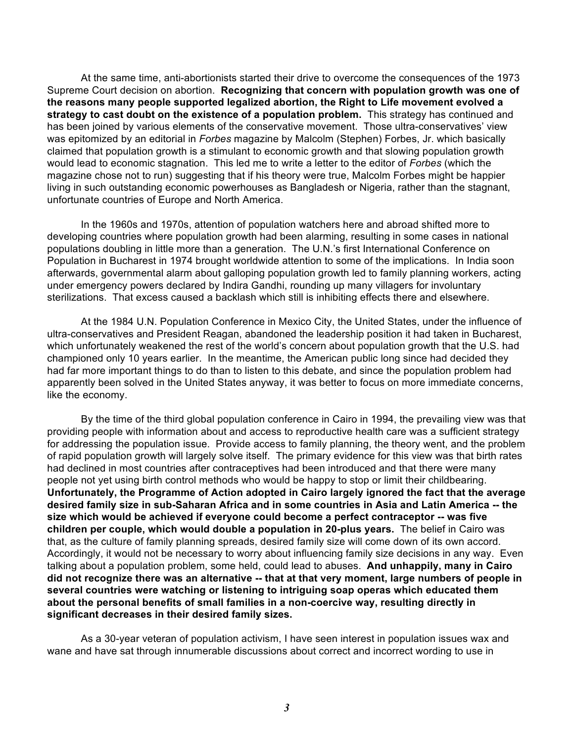At the same time, anti-abortionists started their drive to overcome the consequences of the 1973 Supreme Court decision on abortion. **Recognizing that concern with population growth was one of the reasons many people supported legalized abortion, the Right to Life movement evolved a strategy to cast doubt on the existence of a population problem.** This strategy has continued and has been joined by various elements of the conservative movement. Those ultra-conservatives' view was epitomized by an editorial in *Forbes* magazine by Malcolm (Stephen) Forbes, Jr. which basically claimed that population growth is a stimulant to economic growth and that slowing population growth would lead to economic stagnation. This led me to write a letter to the editor of *Forbes* (which the magazine chose not to run) suggesting that if his theory were true, Malcolm Forbes might be happier living in such outstanding economic powerhouses as Bangladesh or Nigeria, rather than the stagnant, unfortunate countries of Europe and North America.

In the 1960s and 1970s, attention of population watchers here and abroad shifted more to developing countries where population growth had been alarming, resulting in some cases in national populations doubling in little more than a generation. The U.N.'s first International Conference on Population in Bucharest in 1974 brought worldwide attention to some of the implications. In India soon afterwards, governmental alarm about galloping population growth led to family planning workers, acting under emergency powers declared by Indira Gandhi, rounding up many villagers for involuntary sterilizations. That excess caused a backlash which still is inhibiting effects there and elsewhere.

At the 1984 U.N. Population Conference in Mexico City, the United States, under the influence of ultra-conservatives and President Reagan, abandoned the leadership position it had taken in Bucharest, which unfortunately weakened the rest of the world's concern about population growth that the U.S. had championed only 10 years earlier. In the meantime, the American public long since had decided they had far more important things to do than to listen to this debate, and since the population problem had apparently been solved in the United States anyway, it was better to focus on more immediate concerns, like the economy.

By the time of the third global population conference in Cairo in 1994, the prevailing view was that providing people with information about and access to reproductive health care was a sufficient strategy for addressing the population issue. Provide access to family planning, the theory went, and the problem of rapid population growth will largely solve itself. The primary evidence for this view was that birth rates had declined in most countries after contraceptives had been introduced and that there were many people not yet using birth control methods who would be happy to stop or limit their childbearing. **Unfortunately, the Programme of Action adopted in Cairo largely ignored the fact that the average desired family size in sub-Saharan Africa and in some countries in Asia and Latin America -- the size which would be achieved if everyone could become a perfect contraceptor -- was five children per couple, which would double a population in 20-plus years.** The belief in Cairo was that, as the culture of family planning spreads, desired family size will come down of its own accord. Accordingly, it would not be necessary to worry about influencing family size decisions in any way. Even talking about a population problem, some held, could lead to abuses. **And unhappily, many in Cairo did not recognize there was an alternative -- that at that very moment, large numbers of people in several countries were watching or listening to intriguing soap operas which educated them about the personal benefits of small families in a non-coercive way, resulting directly in significant decreases in their desired family sizes.**

As a 30-year veteran of population activism, I have seen interest in population issues wax and wane and have sat through innumerable discussions about correct and incorrect wording to use in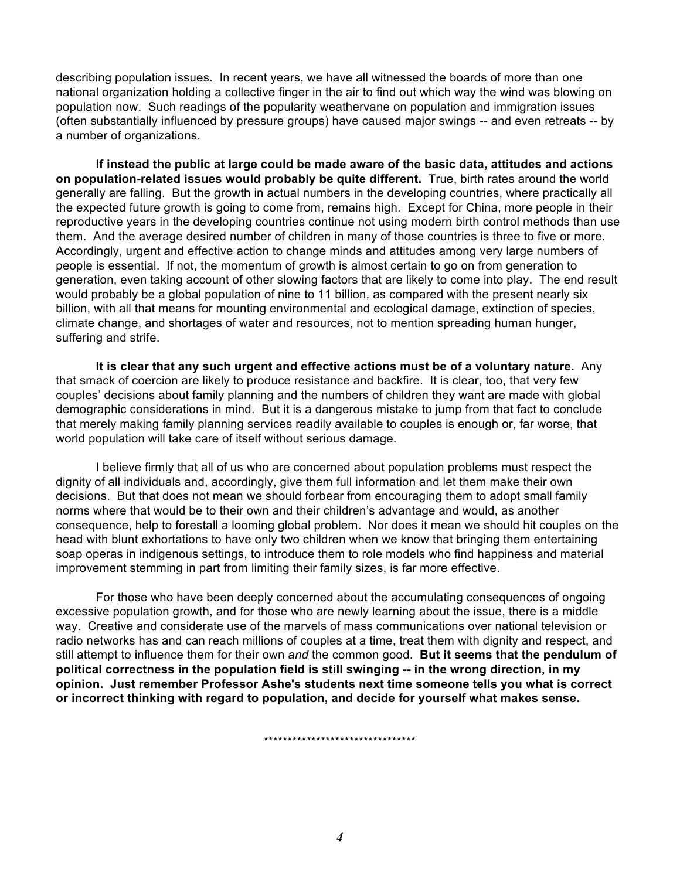describing population issues. In recent years, we have all witnessed the boards of more than one national organization holding a collective finger in the air to find out which way the wind was blowing on population now. Such readings of the popularity weathervane on population and immigration issues (often substantially influenced by pressure groups) have caused major swings -- and even retreats -- by a number of organizations.

**If instead the public at large could be made aware of the basic data, attitudes and actions on population-related issues would probably be quite different.** True, birth rates around the world generally are falling. But the growth in actual numbers in the developing countries, where practically all the expected future growth is going to come from, remains high. Except for China, more people in their reproductive years in the developing countries continue not using modern birth control methods than use them. And the average desired number of children in many of those countries is three to five or more. Accordingly, urgent and effective action to change minds and attitudes among very large numbers of people is essential. If not, the momentum of growth is almost certain to go on from generation to generation, even taking account of other slowing factors that are likely to come into play. The end result would probably be a global population of nine to 11 billion, as compared with the present nearly six billion, with all that means for mounting environmental and ecological damage, extinction of species, climate change, and shortages of water and resources, not to mention spreading human hunger, suffering and strife.

**It is clear that any such urgent and effective actions must be of a voluntary nature.** Any that smack of coercion are likely to produce resistance and backfire. It is clear, too, that very few couples' decisions about family planning and the numbers of children they want are made with global demographic considerations in mind. But it is a dangerous mistake to jump from that fact to conclude that merely making family planning services readily available to couples is enough or, far worse, that world population will take care of itself without serious damage.

I believe firmly that all of us who are concerned about population problems must respect the dignity of all individuals and, accordingly, give them full information and let them make their own decisions. But that does not mean we should forbear from encouraging them to adopt small family norms where that would be to their own and their children's advantage and would, as another consequence, help to forestall a looming global problem. Nor does it mean we should hit couples on the head with blunt exhortations to have only two children when we know that bringing them entertaining soap operas in indigenous settings, to introduce them to role models who find happiness and material improvement stemming in part from limiting their family sizes, is far more effective.

For those who have been deeply concerned about the accumulating consequences of ongoing excessive population growth, and for those who are newly learning about the issue, there is a middle way. Creative and considerate use of the marvels of mass communications over national television or radio networks has and can reach millions of couples at a time, treat them with dignity and respect, and still attempt to influence them for their own *and* the common good. **But it seems that the pendulum of political correctness in the population field is still swinging -- in the wrong direction, in my opinion. Just remember Professor Ashe's students next time someone tells you what is correct or incorrect thinking with regard to population, and decide for yourself what makes sense.**

********************************